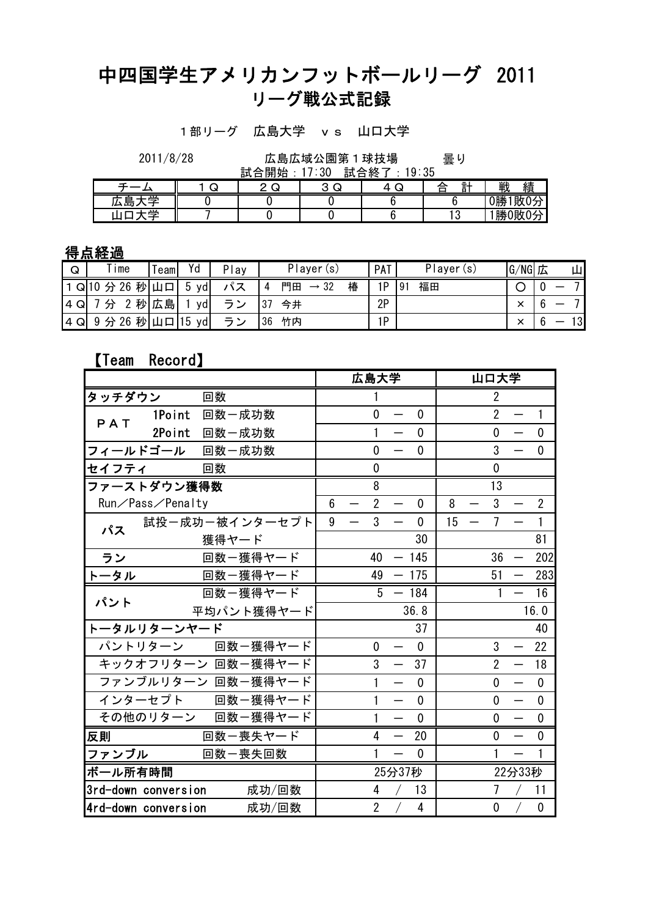# 中四国学生アメリカンフットボールリーグ 2011
## リーグ戦公式記録

1部リーグ　広島大学　ｖｓ　山口大学

2011/8/28　　広島広域公園第１球技場　　曇り

試合開始：17:30　試合終了：19:35

| チーム | １Ｑ | ２Ｑ | ３Ｑ | ４Ｑ | 合　計 | 戦　績 |
|---|---|---|---|---|---|---|
| 広島大学 | 0 | 0 | 0 | 6 | 6 | 0勝1敗0分 |
| 山口大学 | 7 | 0 | 0 | 6 | 13 | 1勝0敗0分 |

### 得点経過

| Q | Time | Team | Yd | Play | Player(s) | PAT | Player(s) | G/NG | 広 － 山 |
|---|---|---|---|---|---|---|---|---|---|
| 1Q | 10 分 26 秒 | 山口 | 5 yd | パス | 4 門田 → 32 椿 | 1P | 91 福田 | ○ | 0 － 7 |
| 4Q | 7 分 2 秒 | 広島 | 1 yd | ラン | 37 今井 | 2P | | × | 6 － 7 |
| 4Q | 9 分 26 秒 | 山口 | 15 yd | ラン | 36 竹内 | 1P | | × | 6 － 13 |

### 【Team Record】

| | | 広島大学 | 山口大学 |
|---|---|---|---|
| タッチダウン | 回数 | 1 | 2 |
| PAT | 1Point 回数－成功数 | 0 － 0 | 2 － 1 |
| | 2Point 回数－成功数 | 1 － 0 | 0 － 0 |
| フィールドゴール | 回数－成功数 | 0 － 0 | 3 － 0 |
| セイフティ | 回数 | 0 | 0 |
| ファーストダウン獲得数 | | 8 | 13 |
| Run／Pass／Penalty | | 6 － 2 － 0 | 8 － 3 － 2 |
| パス | 試投－成功－被インターセプト | 9 － 3 － 0 | 15 － 7 － 1 |
| | 獲得ヤード | 30 | 81 |
| ラン | 回数－獲得ヤード | 40 － 145 | 36 － 202 |
| トータル | 回数－獲得ヤード | 49 － 175 | 51 － 283 |
| パント | 回数－獲得ヤード | 5 － 184 | 1 － 16 |
| | 平均パント獲得ヤード | 36.8 | 16.0 |
| トータルリターンヤード | | 37 | 40 |
| パントリターン | 回数－獲得ヤード | 0 － 0 | 3 － 22 |
| キックオフリターン | 回数－獲得ヤード | 3 － 37 | 2 － 18 |
| ファンブルリターン | 回数－獲得ヤード | 1 － 0 | 0 － 0 |
| インターセプト | 回数－獲得ヤード | 1 － 0 | 0 － 0 |
| その他のリターン | 回数－獲得ヤード | 1 － 0 | 0 － 0 |
| 反則 | 回数－喪失ヤード | 4 － 20 | 0 － 0 |
| ファンブル | 回数－喪失回数 | 1 － 0 | 1 － 1 |
| ボール所有時間 | | 25分37秒 | 22分33秒 |
| 3rd-down conversion | 成功/回数 | 4 / 13 | 7 / 11 |
| 4rd-down conversion | 成功/回数 | 2 / 4 | 0 / 0 |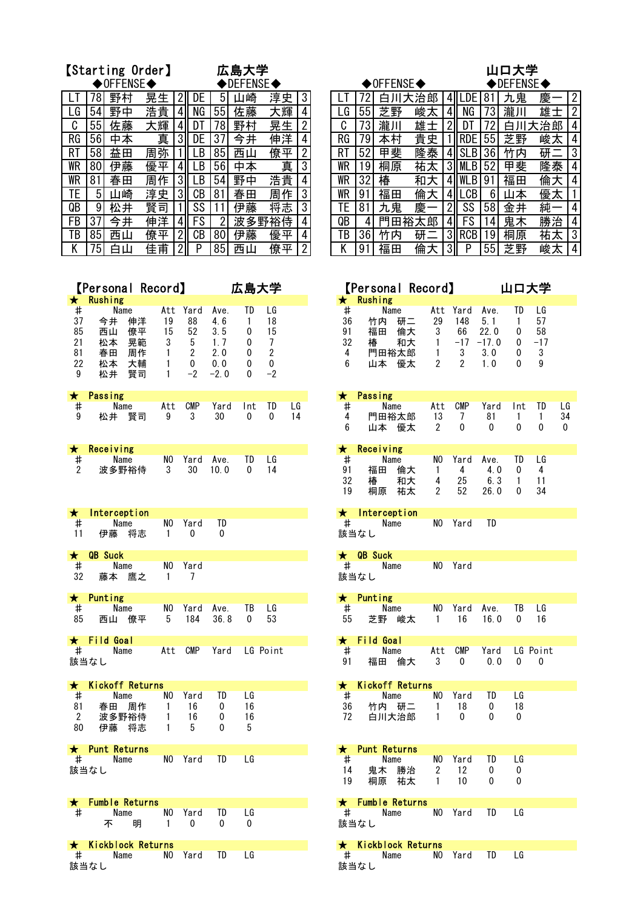## 【Starting Order】

### 広島大学

| ◆OFFENSE◆ | | | | ◆DEFENSE◆ | | | |
|---|---|---|---|---|---|---|---|
| LT | 78 | 野村　晃生 | 2 | DE | 5 | 山崎　淳史 | 3 |
| LG | 54 | 野中　浩貴 | 4 | NG | 55 | 佐藤　大輝 | 4 |
| C | 55 | 佐藤　大輝 | 4 | DT | 78 | 野村　晃生 | 2 |
| RG | 56 | 中本　真 | 3 | DE | 37 | 今井　伸洋 | 4 |
| RT | 58 | 益田　周弥 | 1 | LB | 85 | 西山　僚平 | 2 |
| WR | 80 | 伊藤　優平 | 4 | LB | 56 | 中本　真 | 3 |
| WR | 81 | 春田　周作 | 3 | LB | 54 | 野中　浩貴 | 4 |
| TE | 5 | 山崎　淳史 | 3 | CB | 81 | 春田　周作 | 3 |
| QB | 9 | 松井　賢司 | 1 | SS | 11 | 伊藤　将志 | 3 |
| FB | 37 | 今井　伸洋 | 4 | FS | 2 | 波多野裕侍 | 4 |
| TB | 85 | 西山　僚平 | 2 | CB | 80 | 伊藤　優平 | 4 |
| K | 75 | 白山　佳甫 | 2 | P | 85 | 西山　僚平 | 2 |

### 山口大学

| ◆OFFENSE◆ | | | | ◆DEFENSE◆ | | | |
|---|---|---|---|---|---|---|---|
| LT | 72 | 白川大治郎 | 4 | LDE | 81 | 九鬼　慶一 | 2 |
| LG | 55 | 芝野　峻太 | 4 | NG | 73 | 瀧川　雄士 | 2 |
| C | 73 | 瀧川　雄士 | 2 | DT | 72 | 白川大治郎 | 4 |
| RG | 79 | 本村　貴史 | 1 | RDE | 55 | 芝野　峻太 | 4 |
| RT | 52 | 甲斐　隆泰 | 4 | SLB | 36 | 竹内　研二 | 3 |
| WR | 19 | 桐原　祐太 | 3 | MLB | 52 | 甲斐　隆泰 | 4 |
| WR | 32 | 椿　和大 | 4 | WLB | 91 | 福田　倫大 | 4 |
| WR | 91 | 福田　倫大 | 4 | LCB | 6 | 山本　優太 | 1 |
| TE | 81 | 九鬼　慶一 | 2 | SS | 58 | 金井　純一 | 4 |
| QB | 4 | 門田裕太郎 | 4 | FS | 14 | 鬼木　勝治 | 4 |
| TB | 36 | 竹内　研二 | 3 | RCB | 19 | 桐原　祐太 | 3 |
| K | 91 | 福田　倫大 | 3 | P | 55 | 芝野　峻太 | 4 |

## 【Personal Record】　広島大学

★ Rushing

| # | Name | Att | Yard | Ave. | TD | LG |
|---|---|---|---|---|---|---|
| 37 | 今井　伸洋 | 19 | 88 | 4.6 | 1 | 18 |
| 85 | 西山　僚平 | 15 | 52 | 3.5 | 0 | 15 |
| 21 | 松本　晃範 | 3 | 5 | 1.7 | 0 | 7 |
| 81 | 春田　周作 | 1 | 2 | 2.0 | 0 | 2 |
| 22 | 松本　大輔 | 1 | 0 | 0.0 | 0 | 0 |
| 9 | 松井　賢司 | 1 | −2 | −2.0 | 0 | −2 |

★ Passing

| # | Name | Att | CMP | Yard | Int | TD | LG |
|---|---|---|---|---|---|---|---|
| 9 | 松井　賢司 | 9 | 3 | 30 | 0 | 0 | 14 |

★ Receiving

| # | Name | NO | Yard | Ave. | TD | LG |
|---|---|---|---|---|---|---|
| 2 | 波多野裕侍 | 3 | 30 | 10.0 | 0 | 14 |

★ Interception

| # | Name | NO | Yard | TD |
|---|---|---|---|---|
| 11 | 伊藤　将志 | 1 | 0 | 0 |

★ QB Suck

| # | Name | NO | Yard |
|---|---|---|---|
| 32 | 藤本　鷹之 | 1 | 7 |

★ Punting

| # | Name | NO | Yard | Ave. | TB | LG |
|---|---|---|---|---|---|---|
| 85 | 西山　僚平 | 5 | 184 | 36.8 | 0 | 53 |

★ Fild Goal

| # | Name | Att | CMP | Yard | LG | Point |
|---|---|---|---|---|---|---|

該当なし

★ Kickoff Returns

| # | Name | NO | Yard | TD | LG |
|---|---|---|---|---|---|
| 81 | 春田　周作 | 1 | 16 | 0 | 16 |
| 2 | 波多野裕侍 | 1 | 16 | 0 | 16 |
| 80 | 伊藤　将志 | 1 | 5 | 0 | 5 |

★ Punt Returns

| # | Name | NO | Yard | TD | LG |
|---|---|---|---|---|---|

該当なし

★ Fumble Returns

| # | Name | NO | Yard | TD | LG |
|---|---|---|---|---|---|
| | 不　明 | 1 | 0 | 0 | 0 |

★ Kickblock Returns

| # | Name | NO | Yard | TD | LG |
|---|---|---|---|---|---|

該当なし

## 【Personal Record】　山口大学

★ Rushing

| # | Name | Att | Yard | Ave. | TD | LG |
|---|---|---|---|---|---|---|
| 36 | 竹内　研二 | 29 | 148 | 5.1 | 1 | 57 |
| 91 | 福田　倫大 | 3 | 66 | 22.0 | 0 | 58 |
| 32 | 椿　和大 | 1 | −17 | −17.0 | 0 | −17 |
| 4 | 門田裕太郎 | 1 | 3 | 3.0 | 0 | 3 |
| 6 | 山本　優太 | 2 | 2 | 1.0 | 0 | 9 |

★ Passing

| # | Name | Att | CMP | Yard | Int | TD | LG |
|---|---|---|---|---|---|---|---|
| 4 | 門田裕太郎 | 13 | 7 | 81 | 1 | 1 | 34 |
| 6 | 山本　優太 | 2 | 0 | 0 | 0 | 0 | 0 |

★ Receiving

| # | Name | NO | Yard | Ave. | TD | LG |
|---|---|---|---|---|---|---|
| 91 | 福田　倫大 | 1 | 4 | 4.0 | 0 | 4 |
| 32 | 椿　和大 | 4 | 25 | 6.3 | 1 | 11 |
| 19 | 桐原　祐太 | 2 | 52 | 26.0 | 0 | 34 |

★ Interception

| # | Name | NO | Yard | TD |
|---|---|---|---|---|

該当なし

★ QB Suck

| # | Name | NO | Yard |
|---|---|---|---|

該当なし

★ Punting

| # | Name | NO | Yard | Ave. | TB | LG |
|---|---|---|---|---|---|---|
| 55 | 芝野　峻太 | 1 | 16 | 16.0 | 0 | 16 |

★ Fild Goal

| # | Name | Att | CMP | Yard | LG | Point |
|---|---|---|---|---|---|---|
| 91 | 福田　倫大 | 3 | 0 | 0.0 | 0 | 0 |

★ Kickoff Returns

| # | Name | NO | Yard | TD | LG |
|---|---|---|---|---|---|
| 36 | 竹内　研二 | 1 | 18 | 0 | 18 |
| 72 | 白川大治郎 | 1 | 0 | 0 | 0 |

★ Punt Returns

| # | Name | NO | Yard | TD | LG |
|---|---|---|---|---|---|
| 14 | 鬼木　勝治 | 2 | 12 | 0 | 0 |
| 19 | 桐原　祐太 | 1 | 10 | 0 | 0 |

★ Fumble Returns

| # | Name | NO | Yard | TD | LG |
|---|---|---|---|---|---|

該当なし

★ Kickblock Returns

| # | Name | NO | Yard | TD | LG |
|---|---|---|---|---|---|

該当なし